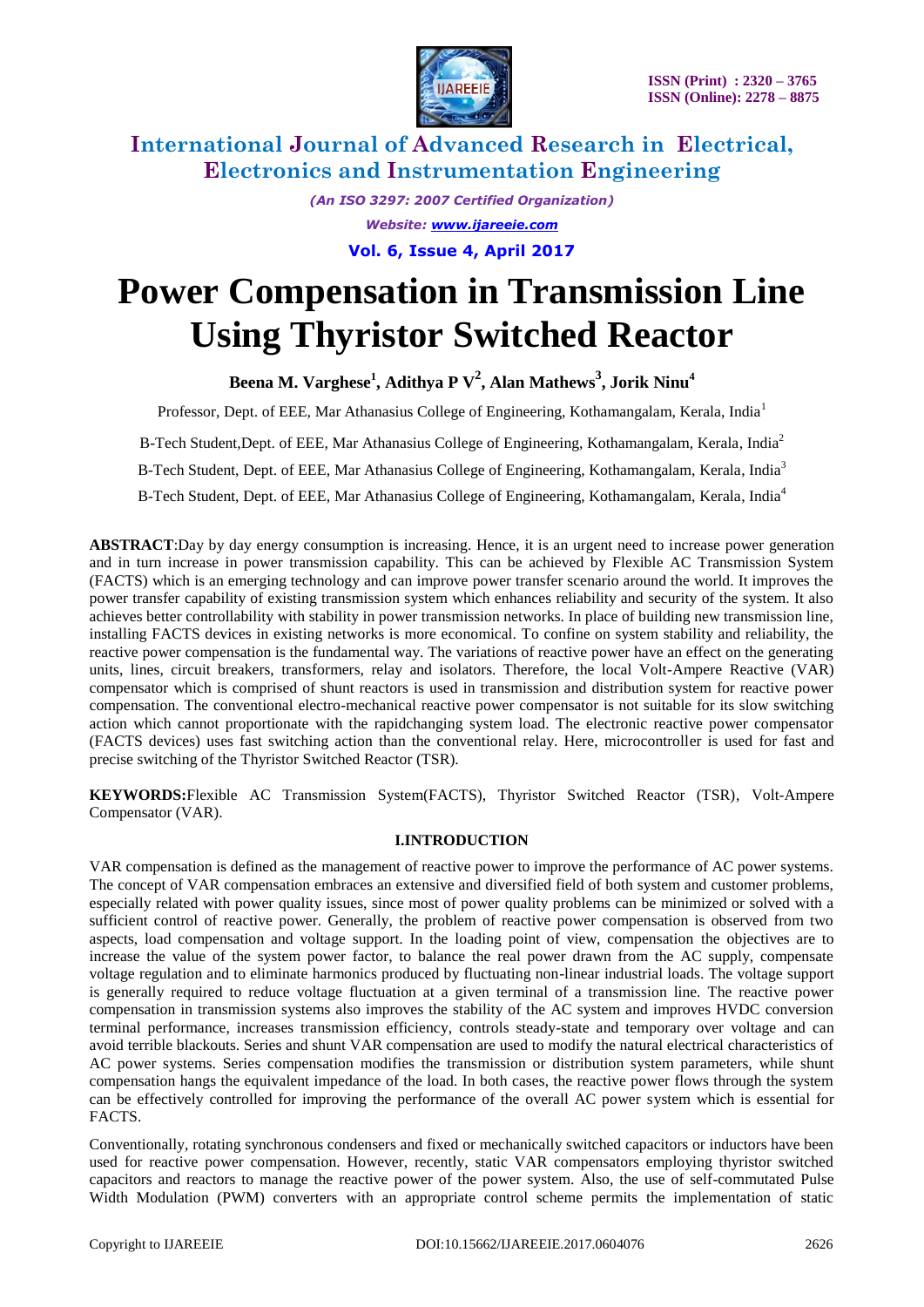# International Journal of Advanced Research in Electrical, Electronics and Instrumentation Engineering

*(An ISO 3297: 2007 Certified Organization)*

*Website: www.ijareeie.com*

**Vol. 6, Issue 4, April 2017**

# Power Compensation in Transmission Line Using Thyristor Switched Reactor

**Beena M. Varghese[1], Adithya P V[2], Alan Mathews[3], Jorik Ninu[4]**

Professor, Dept. of EEE, Mar Athanasius College of Engineering, Kothamangalam, Kerala, India[1]

B-Tech Student,Dept. of EEE, Mar Athanasius College of Engineering, Kothamangalam, Kerala, India[2]

B-Tech Student, Dept. of EEE, Mar Athanasius College of Engineering, Kothamangalam, Kerala, India[3]

B-Tech Student, Dept. of EEE, Mar Athanasius College of Engineering, Kothamangalam, Kerala, India[4]

**ABSTRACT**:Day by day energy consumption is increasing. Hence, it is an urgent need to increase power generation and in turn increase in power transmission capability. This can be achieved by Flexible AC Transmission System (FACTS) which is an emerging technology and can improve power transfer scenario around the world. It improves the power transfer capability of existing transmission system which enhances reliability and security of the system. It also achieves better controllability with stability in power transmission networks. In place of building new transmission line, installing FACTS devices in existing networks is more economical. To confine on system stability and reliability, the reactive power compensation is the fundamental way. The variations of reactive power have an effect on the generating units, lines, circuit breakers, transformers, relay and isolators. Therefore, the local Volt-Ampere Reactive (VAR) compensator which is comprised of shunt reactors is used in transmission and distribution system for reactive power compensation. The conventional electro-mechanical reactive power compensator is not suitable for its slow switching action which cannot proportionate with the rapidchanging system load. The electronic reactive power compensator (FACTS devices) uses fast switching action than the conventional relay. Here, microcontroller is used for fast and precise switching of the Thyristor Switched Reactor (TSR).

**KEYWORDS:**Flexible AC Transmission System(FACTS), Thyristor Switched Reactor (TSR), Volt-Ampere Compensator (VAR).

## I.INTRODUCTION

VAR compensation is defined as the management of reactive power to improve the performance of AC power systems. The concept of VAR compensation embraces an extensive and diversified field of both system and customer problems, especially related with power quality issues, since most of power quality problems can be minimized or solved with a sufficient control of reactive power. Generally, the problem of reactive power compensation is observed from two aspects, load compensation and voltage support. In the loading point of view, compensation the objectives are to increase the value of the system power factor, to balance the real power drawn from the AC supply, compensate voltage regulation and to eliminate harmonics produced by fluctuating non-linear industrial loads. The voltage support is generally required to reduce voltage fluctuation at a given terminal of a transmission line. The reactive power compensation in transmission systems also improves the stability of the AC system and improves HVDC conversion terminal performance, increases transmission efficiency, controls steady-state and temporary over voltage and can avoid terrible blackouts. Series and shunt VAR compensation are used to modify the natural electrical characteristics of AC power systems. Series compensation modifies the transmission or distribution system parameters, while shunt compensation hangs the equivalent impedance of the load. In both cases, the reactive power flows through the system can be effectively controlled for improving the performance of the overall AC power system which is essential for FACTS.

Conventionally, rotating synchronous condensers and fixed or mechanically switched capacitors or inductors have been used for reactive power compensation. However, recently, static VAR compensators employing thyristor switched capacitors and reactors to manage the reactive power of the power system. Also, the use of self-commutated Pulse Width Modulation (PWM) converters with an appropriate control scheme permits the implementation of static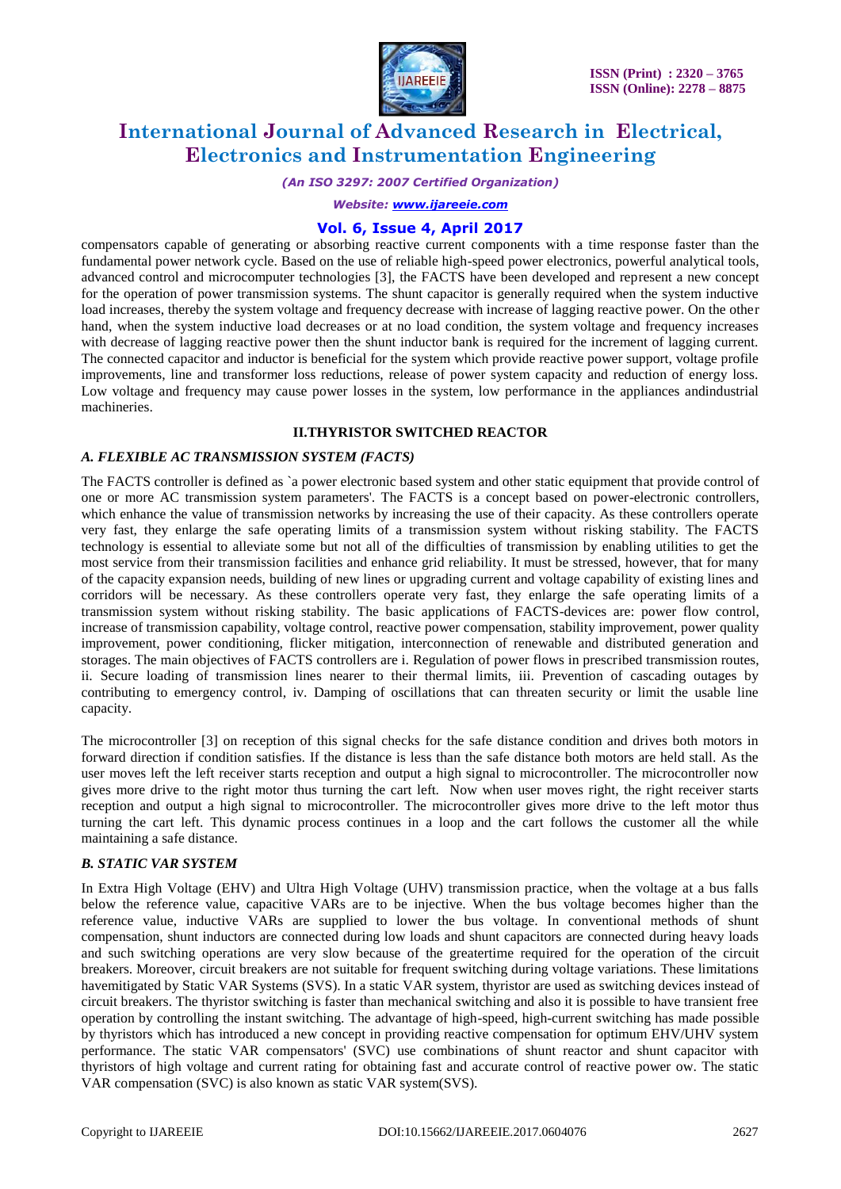compensators capable of generating or absorbing reactive current components with a time response faster than the fundamental power network cycle. Based on the use of reliable high-speed power electronics, powerful analytical tools, advanced control and microcomputer technologies [3], the FACTS have been developed and represent a new concept for the operation of power transmission systems. The shunt capacitor is generally required when the system inductive load increases, thereby the system voltage and frequency decrease with increase of lagging reactive power. On the other hand, when the system inductive load decreases or at no load condition, the system voltage and frequency increases with decrease of lagging reactive power then the shunt inductor bank is required for the increment of lagging current. The connected capacitor and inductor is beneficial for the system which provide reactive power support, voltage profile improvements, line and transformer loss reductions, release of power system capacity and reduction of energy loss. Low voltage and frequency may cause power losses in the system, low performance in the appliances andindustrial machineries.

## II.THYRISTOR SWITCHED REACTOR

### *A. FLEXIBLE AC TRANSMISSION SYSTEM (FACTS)*

The FACTS controller is defined as `a power electronic based system and other static equipment that provide control of one or more AC transmission system parameters'. The FACTS is a concept based on power-electronic controllers, which enhance the value of transmission networks by increasing the use of their capacity. As these controllers operate very fast, they enlarge the safe operating limits of a transmission system without risking stability. The FACTS technology is essential to alleviate some but not all of the difficulties of transmission by enabling utilities to get the most service from their transmission facilities and enhance grid reliability. It must be stressed, however, that for many of the capacity expansion needs, building of new lines or upgrading current and voltage capability of existing lines and corridors will be necessary. As these controllers operate very fast, they enlarge the safe operating limits of a transmission system without risking stability. The basic applications of FACTS-devices are: power flow control, increase of transmission capability, voltage control, reactive power compensation, stability improvement, power quality improvement, power conditioning, flicker mitigation, interconnection of renewable and distributed generation and storages. The main objectives of FACTS controllers are i. Regulation of power flows in prescribed transmission routes, ii. Secure loading of transmission lines nearer to their thermal limits, iii. Prevention of cascading outages by contributing to emergency control, iv. Damping of oscillations that can threaten security or limit the usable line capacity.

The microcontroller [3] on reception of this signal checks for the safe distance condition and drives both motors in forward direction if condition satisfies. If the distance is less than the safe distance both motors are held stall. As the user moves left the left receiver starts reception and output a high signal to microcontroller. The microcontroller now gives more drive to the right motor thus turning the cart left. Now when user moves right, the right receiver starts reception and output a high signal to microcontroller. The microcontroller gives more drive to the left motor thus turning the cart left. This dynamic process continues in a loop and the cart follows the customer all the while maintaining a safe distance.

### *B. STATIC VAR SYSTEM*

In Extra High Voltage (EHV) and Ultra High Voltage (UHV) transmission practice, when the voltage at a bus falls below the reference value, capacitive VARs are to be injective. When the bus voltage becomes higher than the reference value, inductive VARs are supplied to lower the bus voltage. In conventional methods of shunt compensation, shunt inductors are connected during low loads and shunt capacitors are connected during heavy loads and such switching operations are very slow because of the greatertime required for the operation of the circuit breakers. Moreover, circuit breakers are not suitable for frequent switching during voltage variations. These limitations havemitigated by Static VAR Systems (SVS). In a static VAR system, thyristor are used as switching devices instead of circuit breakers. The thyristor switching is faster than mechanical switching and also it is possible to have transient free operation by controlling the instant switching. The advantage of high-speed, high-current switching has made possible by thyristors which has introduced a new concept in providing reactive compensation for optimum EHV/UHV system performance. The static VAR compensators' (SVC) use combinations of shunt reactor and shunt capacitor with thyristors of high voltage and current rating for obtaining fast and accurate control of reactive power ow. The static VAR compensation (SVC) is also known as static VAR system(SVS).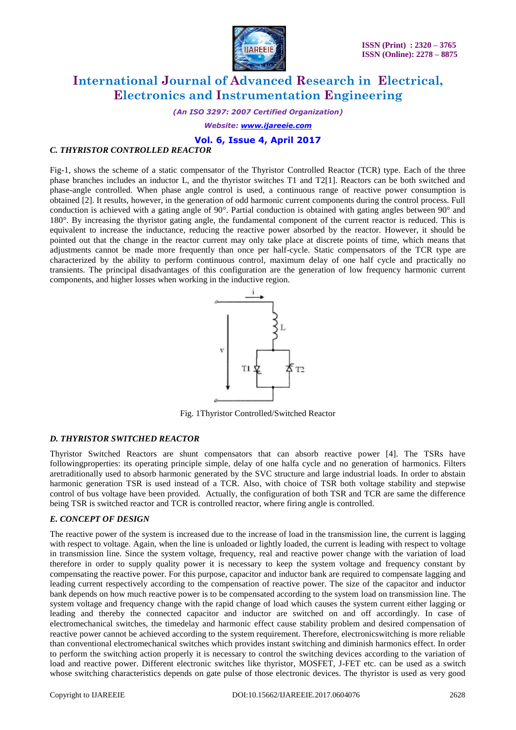### *C. THYRISTOR CONTROLLED REACTOR*

Fig-1, shows the scheme of a static compensator of the Thyristor Controlled Reactor (TCR) type. Each of the three phase branches includes an inductor L, and the thyristor switches T1 and T2[1]. Reactors can be both switched and phase-angle controlled. When phase angle control is used, a continuous range of reactive power consumption is obtained [2]. It results, however, in the generation of odd harmonic current components during the control process. Full conduction is achieved with a gating angle of 90°. Partial conduction is obtained with gating angles between 90° and 180°. By increasing the thyristor gating angle, the fundamental component of the current reactor is reduced. This is equivalent to increase the inductance, reducing the reactive power absorbed by the reactor. However, it should be pointed out that the change in the reactor current may only take place at discrete points of time, which means that adjustments cannot be made more frequently than once per half-cycle. Static compensators of the TCR type are characterized by the ability to perform continuous control, maximum delay of one half cycle and practically no transients. The principal disadvantages of this configuration are the generation of low frequency harmonic current components, and higher losses when working in the inductive region.

Fig. 1Thyristor Controlled/Switched Reactor

### *D. THYRISTOR SWITCHED REACTOR*

Thyristor Switched Reactors are shunt compensators that can absorb reactive power [4]. The TSRs have followingproperties: its operating principle simple, delay of one halfa cycle and no generation of harmonics. Filters aretraditionally used to absorb harmonic generated by the SVC structure and large industrial loads. In order to abstain harmonic generation TSR is used instead of a TCR. Also, with choice of TSR both voltage stability and stepwise control of bus voltage have been provided. Actually, the configuration of both TSR and TCR are same the difference being TSR is switched reactor and TCR is controlled reactor, where firing angle is controlled.

### *E. CONCEPT OF DESIGN*

The reactive power of the system is increased due to the increase of load in the transmission line, the current is lagging with respect to voltage. Again, when the line is unloaded or lightly loaded, the current is leading with respect to voltage in transmission line. Since the system voltage, frequency, real and reactive power change with the variation of load therefore in order to supply quality power it is necessary to keep the system voltage and frequency constant by compensating the reactive power. For this purpose, capacitor and inductor bank are required to compensate lagging and leading current respectively according to the compensation of reactive power. The size of the capacitor and inductor bank depends on how much reactive power is to be compensated according to the system load on transmission line. The system voltage and frequency change with the rapid change of load which causes the system current either lagging or leading and thereby the connected capacitor and inductor are switched on and off accordingly. In case of electromechanical switches, the timedelay and harmonic effect cause stability problem and desired compensation of reactive power cannot be achieved according to the system requirement. Therefore, electronicswitching is more reliable than conventional electromechanical switches which provides instant switching and diminish harmonics effect. In order to perform the switching action properly it is necessary to control the switching devices according to the variation of load and reactive power. Different electronic switches like thyristor, MOSFET, J-FET etc. can be used as a switch whose switching characteristics depends on gate pulse of those electronic devices. The thyristor is used as very good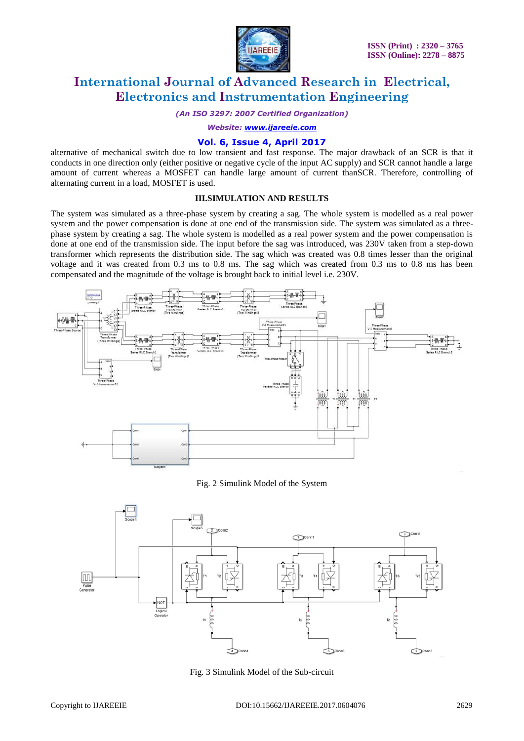alternative of mechanical switch due to low transient and fast response. The major drawback of an SCR is that it conducts in one direction only (either positive or negative cycle of the input AC supply) and SCR cannot handle a large amount of current whereas a MOSFET can handle large amount of current thanSCR. Therefore, controlling of alternating current in a load, MOSFET is used.

## III.SIMULATION AND RESULTS

The system was simulated as a three-phase system by creating a sag. The whole system is modelled as a real power system and the power compensation is done at one end of the transmission side. The system was simulated as a three-phase system by creating a sag. The whole system is modelled as a real power system and the power compensation is done at one end of the transmission side. The input before the sag was introduced, was 230V taken from a step-down transformer which represents the distribution side. The sag which was created was 0.8 times lesser than the original voltage and it was created from 0.3 ms to 0.8 ms. The sag which was created from 0.3 ms to 0.8 ms has been compensated and the magnitude of the voltage is brought back to initial level i.e. 230V.

Fig. 2 Simulink Model of the System

Fig. 3 Simulink Model of the Sub-circuit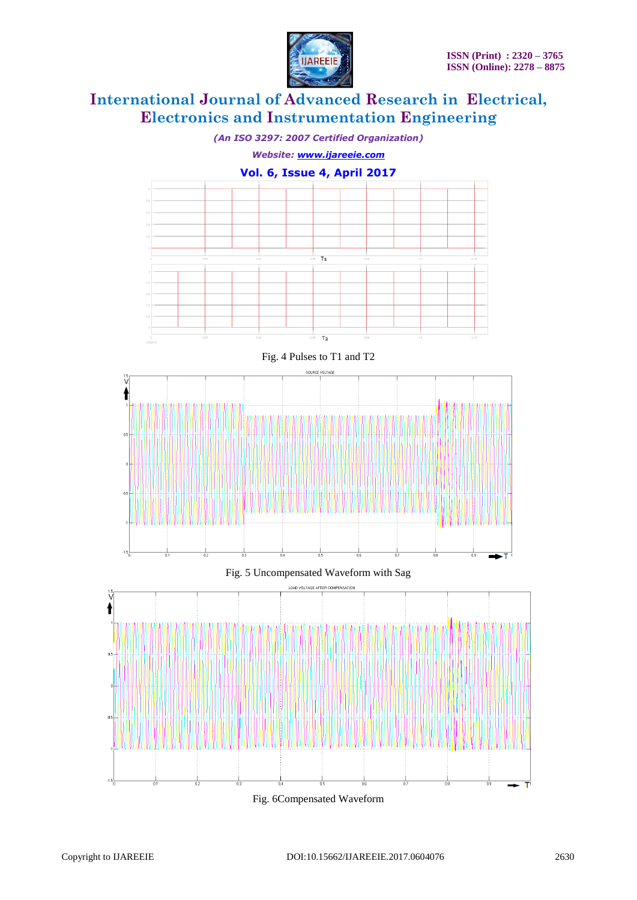Fig. 4 Pulses to T1 and T2

Fig. 5 Uncompensated Waveform with Sag

Fig. 6Compensated Waveform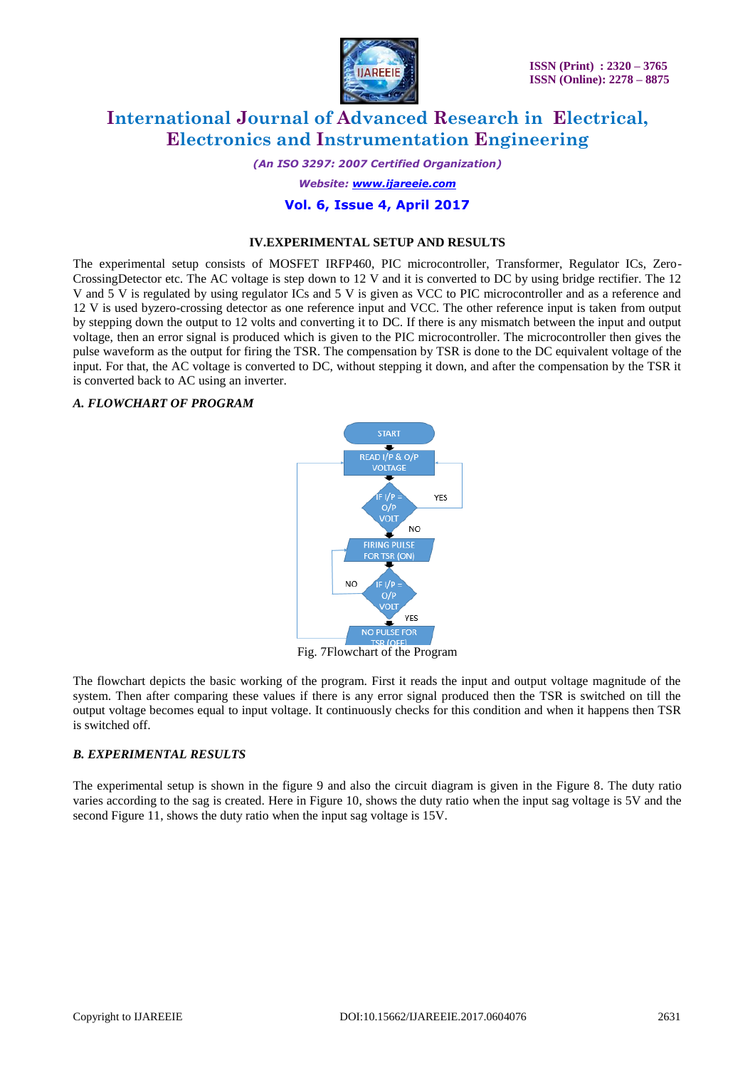### IV.EXPERIMENTAL SETUP AND RESULTS

The experimental setup consists of MOSFET IRFP460, PIC microcontroller, Transformer, Regulator ICs, Zero-CrossingDetector etc. The AC voltage is step down to 12 V and it is converted to DC by using bridge rectifier. The 12 V and 5 V is regulated by using regulator ICs and 5 V is given as VCC to PIC microcontroller and as a reference and 12 V is used byzero-crossing detector as one reference input and VCC. The other reference input is taken from output by stepping down the output to 12 volts and converting it to DC. If there is any mismatch between the input and output voltage, then an error signal is produced which is given to the PIC microcontroller. The microcontroller then gives the pulse waveform as the output for firing the TSR. The compensation by TSR is done to the DC equivalent voltage of the input. For that, the AC voltage is converted to DC, without stepping it down, and after the compensation by the TSR it is converted back to AC using an inverter.

#### *A. FLOWCHART OF PROGRAM*

START

READ I/P & O/P VOLTAGE

IF I/P = O/P VOLT — YES / NO

FIRING PULSE FOR TSR (ON)

IF I/P = O/P VOLT — NO / YES

NO PULSE FOR TSR (OFF)

Fig. 7Flowchart of the Program

The flowchart depicts the basic working of the program. First it reads the input and output voltage magnitude of the system. Then after comparing these values if there is any error signal produced then the TSR is switched on till the output voltage becomes equal to input voltage. It continuously checks for this condition and when it happens then TSR is switched off.

#### *B. EXPERIMENTAL RESULTS*

The experimental setup is shown in the figure 9 and also the circuit diagram is given in the Figure 8. The duty ratio varies according to the sag is created. Here in Figure 10, shows the duty ratio when the input sag voltage is 5V and the second Figure 11, shows the duty ratio when the input sag voltage is 15V.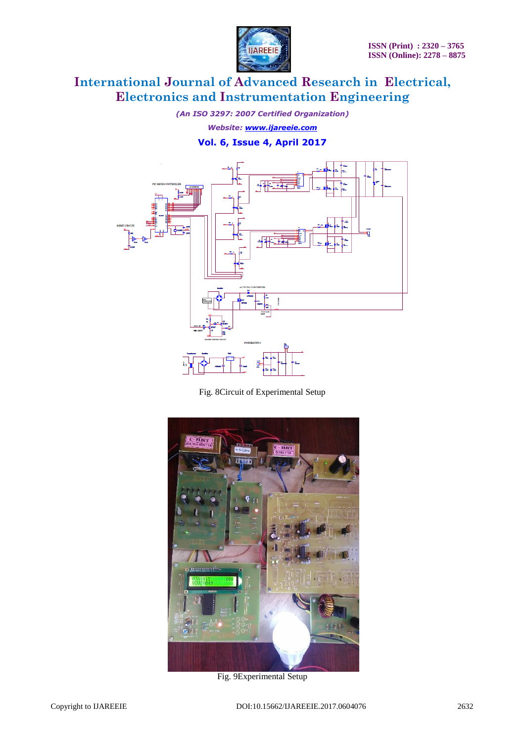Fig. 8Circuit of Experimental Setup

Fig. 9Experimental Setup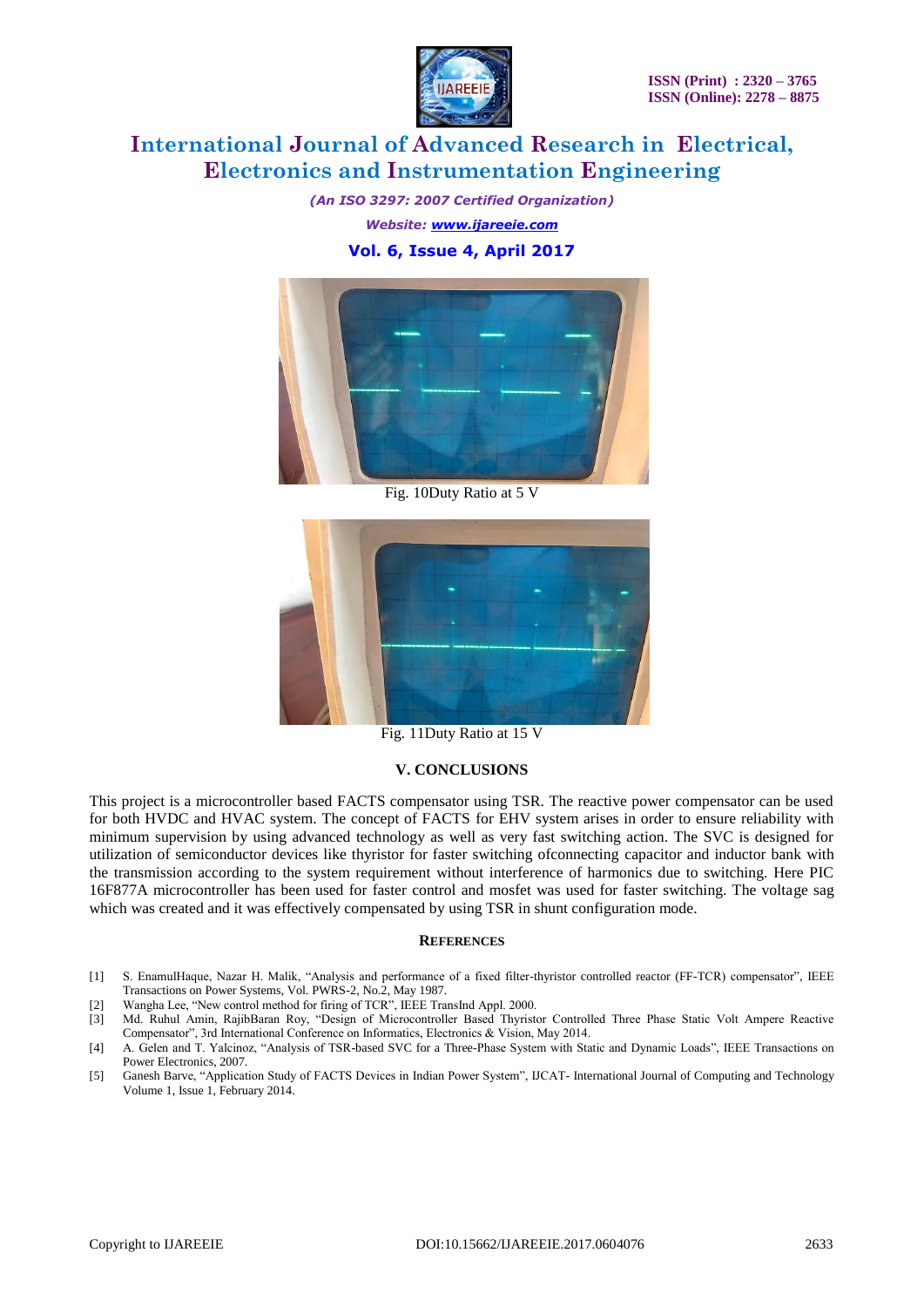Fig. 10Duty Ratio at 5 V

Fig. 11Duty Ratio at 15 V

## V. CONCLUSIONS

This project is a microcontroller based FACTS compensator using TSR. The reactive power compensator can be used for both HVDC and HVAC system. The concept of FACTS for EHV system arises in order to ensure reliability with minimum supervision by using advanced technology as well as very fast switching action. The SVC is designed for utilization of semiconductor devices like thyristor for faster switching ofconnecting capacitor and inductor bank with the transmission according to the system requirement without interference of harmonics due to switching. Here PIC 16F877A microcontroller has been used for faster control and mosfet was used for faster switching. The voltage sag which was created and it was effectively compensated by using TSR in shunt configuration mode.

## REFERENCES

[1] S. EnamulHaque, Nazar H. Malik, "Analysis and performance of a fixed filter-thyristor controlled reactor (FF-TCR) compensator", IEEE Transactions on Power Systems, Vol. PWRS-2, No.2, May 1987.

[2] Wangha Lee, "New control method for firing of TCR", IEEE TransInd Appl. 2000.

[3] Md. Ruhul Amin, RajibBaran Roy, "Design of Microcontroller Based Thyristor Controlled Three Phase Static Volt Ampere Reactive Compensator", 3rd International Conference on Informatics, Electronics & Vision, May 2014.

[4] A. Gelen and T. Yalcinoz, "Analysis of TSR-based SVC for a Three-Phase System with Static and Dynamic Loads", IEEE Transactions on Power Electronics, 2007.

[5] Ganesh Barve, "Application Study of FACTS Devices in Indian Power System", IJCAT- International Journal of Computing and Technology Volume 1, Issue 1, February 2014.